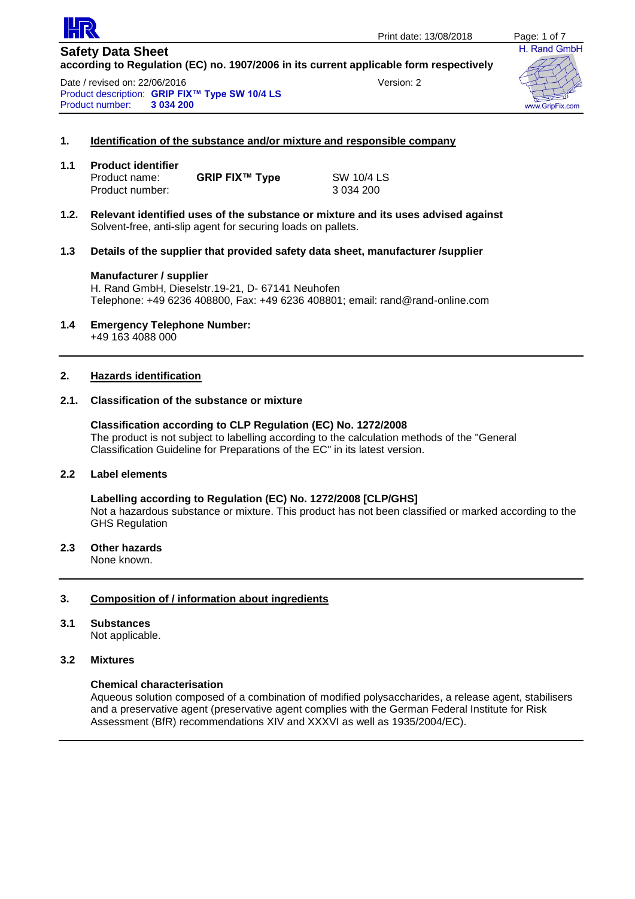# Safety Data Sheet

**according to Regulation (EC) no. 1907/2006 in its current applicable form respectively**

Date / revised on: 22/06/2016 Version: 2

Product description: **GRIP FIX™ Type SW 10/4 LS**
Product number: **3 034 200**

## 1. Identification of the substance and/or mixture and responsible company

### 1.1 Product identifier

| | | |
|---|---|---|
| Product name: | **GRIP FIX™ Type** | SW 10/4 LS |
| Product number: | | 3 034 200 |

### 1.2. Relevant identified uses of the substance or mixture and its uses advised against

Solvent-free, anti-slip agent for securing loads on pallets.

### 1.3 Details of the supplier that provided safety data sheet, manufacturer /supplier

**Manufacturer / supplier**
H. Rand GmbH, Dieselstr.19-21, D- 67141 Neuhofen
Telephone: +49 6236 408800, Fax: +49 6236 408801; email: rand@rand-online.com

### 1.4 Emergency Telephone Number:

+49 163 4088 000

## 2. Hazards identification

### 2.1. Classification of the substance or mixture

**Classification according to CLP Regulation (EC) No. 1272/2008**
The product is not subject to labelling according to the calculation methods of the "General Classification Guideline for Preparations of the EC" in its latest version.

### 2.2 Label elements

**Labelling according to Regulation (EC) No. 1272/2008 [CLP/GHS]**
Not a hazardous substance or mixture. This product has not been classified or marked according to the GHS Regulation

### 2.3 Other hazards

None known.

## 3. Composition of / information about ingredients

### 3.1 Substances

Not applicable.

### 3.2 Mixtures

**Chemical characterisation**
Aqueous solution composed of a combination of modified polysaccharides, a release agent, stabilisers and a preservative agent (preservative agent complies with the German Federal Institute for Risk Assessment (BfR) recommendations XIV and XXXVI as well as 1935/2004/EC).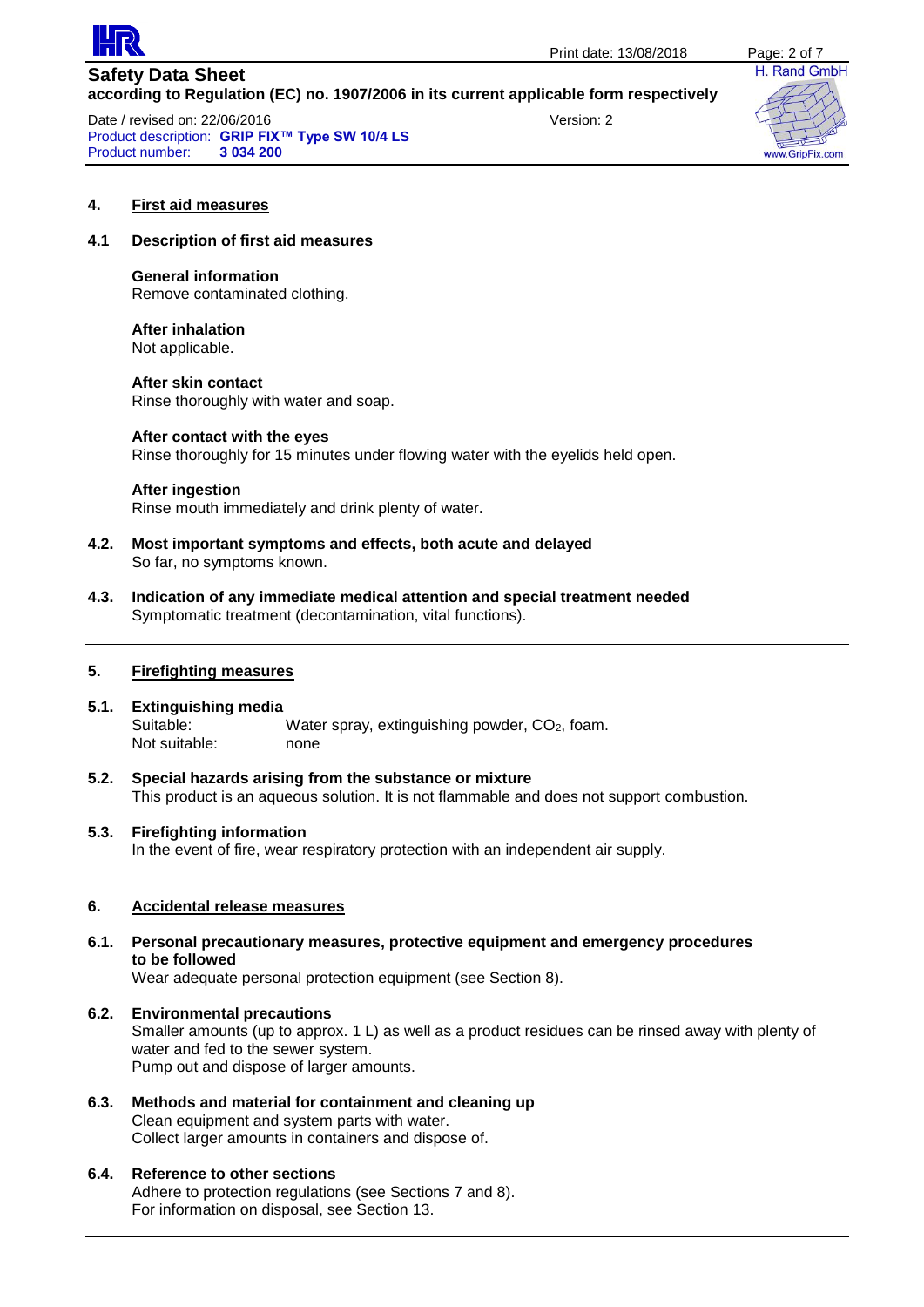## 4. First aid measures

### 4.1 Description of first aid measures

**General information**
Remove contaminated clothing.

**After inhalation**
Not applicable.

**After skin contact**
Rinse thoroughly with water and soap.

**After contact with the eyes**
Rinse thoroughly for 15 minutes under flowing water with the eyelids held open.

**After ingestion**
Rinse mouth immediately and drink plenty of water.

### 4.2. Most important symptoms and effects, both acute and delayed

So far, no symptoms known.

### 4.3. Indication of any immediate medical attention and special treatment needed

Symptomatic treatment (decontamination, vital functions).

## 5. Firefighting measures

### 5.1. Extinguishing media

Suitable: Water spray, extinguishing powder, $CO_2$, foam.
Not suitable: none

### 5.2. Special hazards arising from the substance or mixture

This product is an aqueous solution. It is not flammable and does not support combustion.

### 5.3. Firefighting information

In the event of fire, wear respiratory protection with an independent air supply.

## 6. Accidental release measures

### 6.1. Personal precautionary measures, protective equipment and emergency procedures to be followed

Wear adequate personal protection equipment (see Section 8).

### 6.2. Environmental precautions

Smaller amounts (up to approx. 1 L) as well as a product residues can be rinsed away with plenty of water and fed to the sewer system.
Pump out and dispose of larger amounts.

### 6.3. Methods and material for containment and cleaning up

Clean equipment and system parts with water.
Collect larger amounts in containers and dispose of.

### 6.4. Reference to other sections

Adhere to protection regulations (see Sections 7 and 8).
For information on disposal, see Section 13.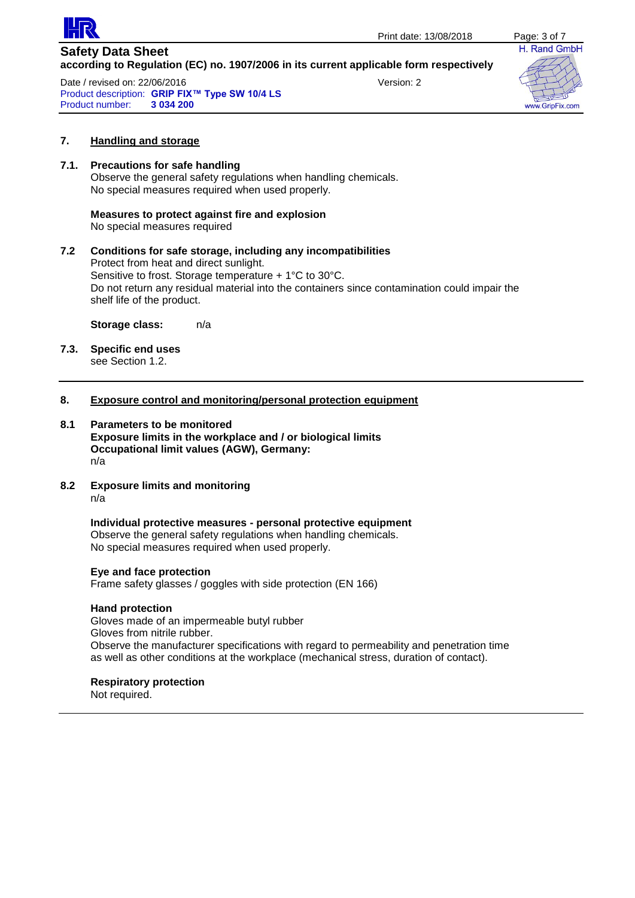## 7. Handling and storage

### 7.1. Precautions for safe handling

Observe the general safety regulations when handling chemicals.
No special measures required when used properly.

**Measures to protect against fire and explosion**
No special measures required

### 7.2 Conditions for safe storage, including any incompatibilities

Protect from heat and direct sunlight.
Sensitive to frost. Storage temperature + 1°C to 30°C.
Do not return any residual material into the containers since contamination could impair the shelf life of the product.

**Storage class:** n/a

### 7.3. Specific end uses

see Section 1.2.

---

## 8. Exposure control and monitoring/personal protection equipment

### 8.1 Parameters to be monitored

**Exposure limits in the workplace and / or biological limits**
**Occupational limit values (AGW), Germany:**
n/a

### 8.2 Exposure limits and monitoring

n/a

**Individual protective measures - personal protective equipment**
Observe the general safety regulations when handling chemicals.
No special measures required when used properly.

**Eye and face protection**
Frame safety glasses / goggles with side protection (EN 166)

**Hand protection**
Gloves made of an impermeable butyl rubber
Gloves from nitrile rubber.
Observe the manufacturer specifications with regard to permeability and penetration time as well as other conditions at the workplace (mechanical stress, duration of contact).

**Respiratory protection**
Not required.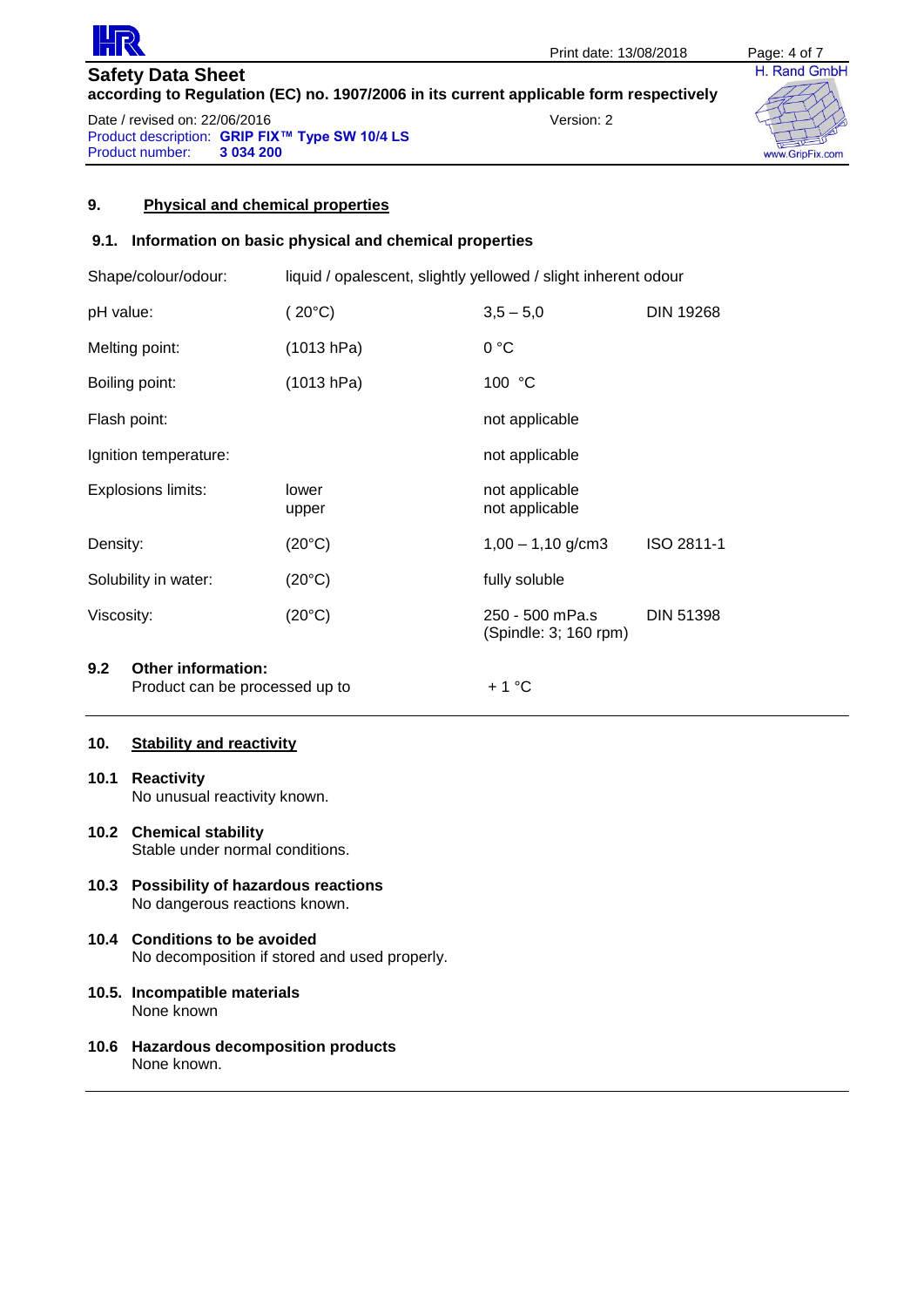## 9. Physical and chemical properties

### 9.1. Information on basic physical and chemical properties

| | | | |
|---|---|---|---|
| Shape/colour/odour: | liquid / opalescent, slightly yellowed / slight inherent odour | | |
| pH value: | ( 20°C) | 3,5 – 5,0 | DIN 19268 |
| Melting point: | (1013 hPa) | 0 °C | |
| Boiling point: | (1013 hPa) | 100 °C | |
| Flash point: | | not applicable | |
| Ignition temperature: | | not applicable | |
| Explosions limits: | lower<br>upper | not applicable<br>not applicable | |
| Density: | (20°C) | 1,00 – 1,10 g/cm3 | ISO 2811-1 |
| Solubility in water: | (20°C) | fully soluble | |
| Viscosity: | (20°C) | 250 - 500 mPa.s<br>(Spindle: 3; 160 rpm) | DIN 51398 |

### 9.2 Other information:

Product can be processed up to + 1 °C

## 10. Stability and reactivity

### 10.1 Reactivity
No unusual reactivity known.

### 10.2 Chemical stability
Stable under normal conditions.

### 10.3 Possibility of hazardous reactions
No dangerous reactions known.

### 10.4 Conditions to be avoided
No decomposition if stored and used properly.

### 10.5. Incompatible materials
None known

### 10.6 Hazardous decomposition products
None known.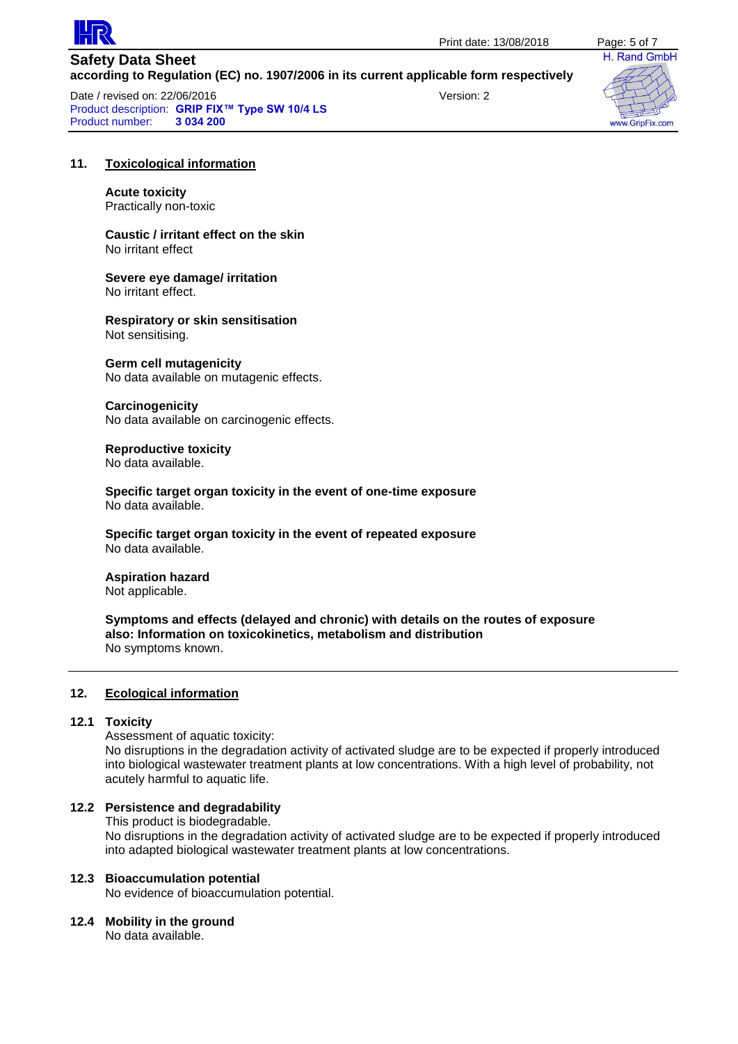## 11. Toxicological information

**Acute toxicity**
Practically non-toxic

**Caustic / irritant effect on the skin**
No irritant effect

**Severe eye damage/ irritation**
No irritant effect.

**Respiratory or skin sensitisation**
Not sensitising.

**Germ cell mutagenicity**
No data available on mutagenic effects.

**Carcinogenicity**
No data available on carcinogenic effects.

**Reproductive toxicity**
No data available.

**Specific target organ toxicity in the event of one-time exposure**
No data available.

**Specific target organ toxicity in the event of repeated exposure**
No data available.

**Aspiration hazard**
Not applicable.

**Symptoms and effects (delayed and chronic) with details on the routes of exposure also: Information on toxicokinetics, metabolism and distribution**
No symptoms known.

## 12. Ecological information

### 12.1 Toxicity

Assessment of aquatic toxicity:
No disruptions in the degradation activity of activated sludge are to be expected if properly introduced into biological wastewater treatment plants at low concentrations. With a high level of probability, not acutely harmful to aquatic life.

### 12.2 Persistence and degradability

This product is biodegradable.
No disruptions in the degradation activity of activated sludge are to be expected if properly introduced into adapted biological wastewater treatment plants at low concentrations.

### 12.3 Bioaccumulation potential

No evidence of bioaccumulation potential.

### 12.4 Mobility in the ground

No data available.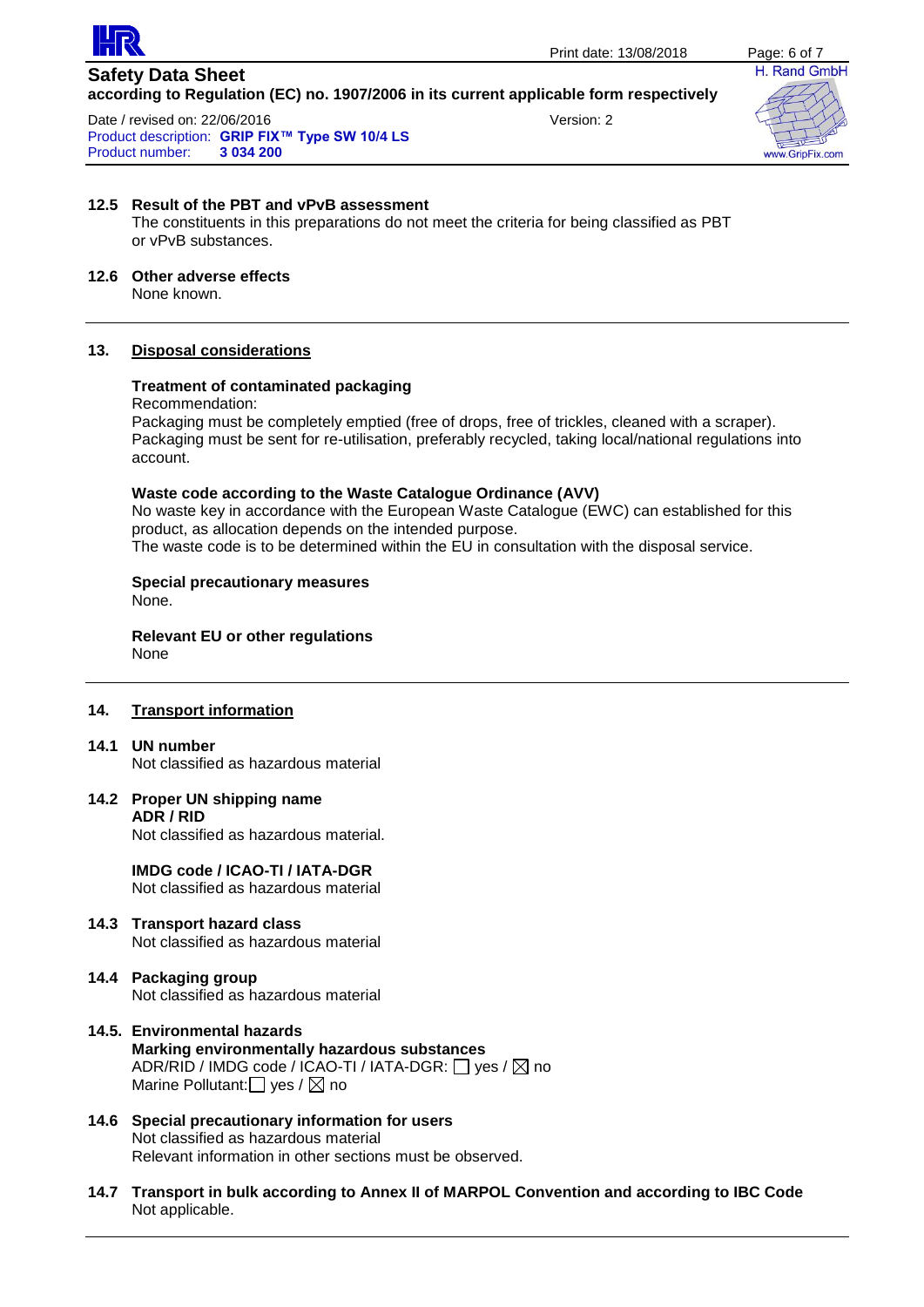**12.5 Result of the PBT and vPvB assessment**

The constituents in this preparations do not meet the criteria for being classified as PBT or vPvB substances.

**12.6 Other adverse effects**

None known.

---

## 13. Disposal considerations

**Treatment of contaminated packaging**

Recommendation:
Packaging must be completely emptied (free of drops, free of trickles, cleaned with a scraper). Packaging must be sent for re-utilisation, preferably recycled, taking local/national regulations into account.

**Waste code according to the Waste Catalogue Ordinance (AVV)**

No waste key in accordance with the European Waste Catalogue (EWC) can established for this product, as allocation depends on the intended purpose.
The waste code is to be determined within the EU in consultation with the disposal service.

**Special precautionary measures**

None.

**Relevant EU or other regulations**

None

---

## 14. Transport information

**14.1 UN number**

Not classified as hazardous material

**14.2 Proper UN shipping name**

**ADR / RID**

Not classified as hazardous material.

**IMDG code / ICAO-TI / IATA-DGR**

Not classified as hazardous material

**14.3 Transport hazard class**

Not classified as hazardous material

**14.4 Packaging group**

Not classified as hazardous material

**14.5. Environmental hazards**

**Marking environmentally hazardous substances**

ADR/RID / IMDG code / ICAO-TI / IATA-DGR: ☐ yes / ☒ no
Marine Pollutant: ☐ yes / ☒ no

**14.6 Special precautionary information for users**

Not classified as hazardous material
Relevant information in other sections must be observed.

**14.7 Transport in bulk according to Annex II of MARPOL Convention and according to IBC Code**

Not applicable.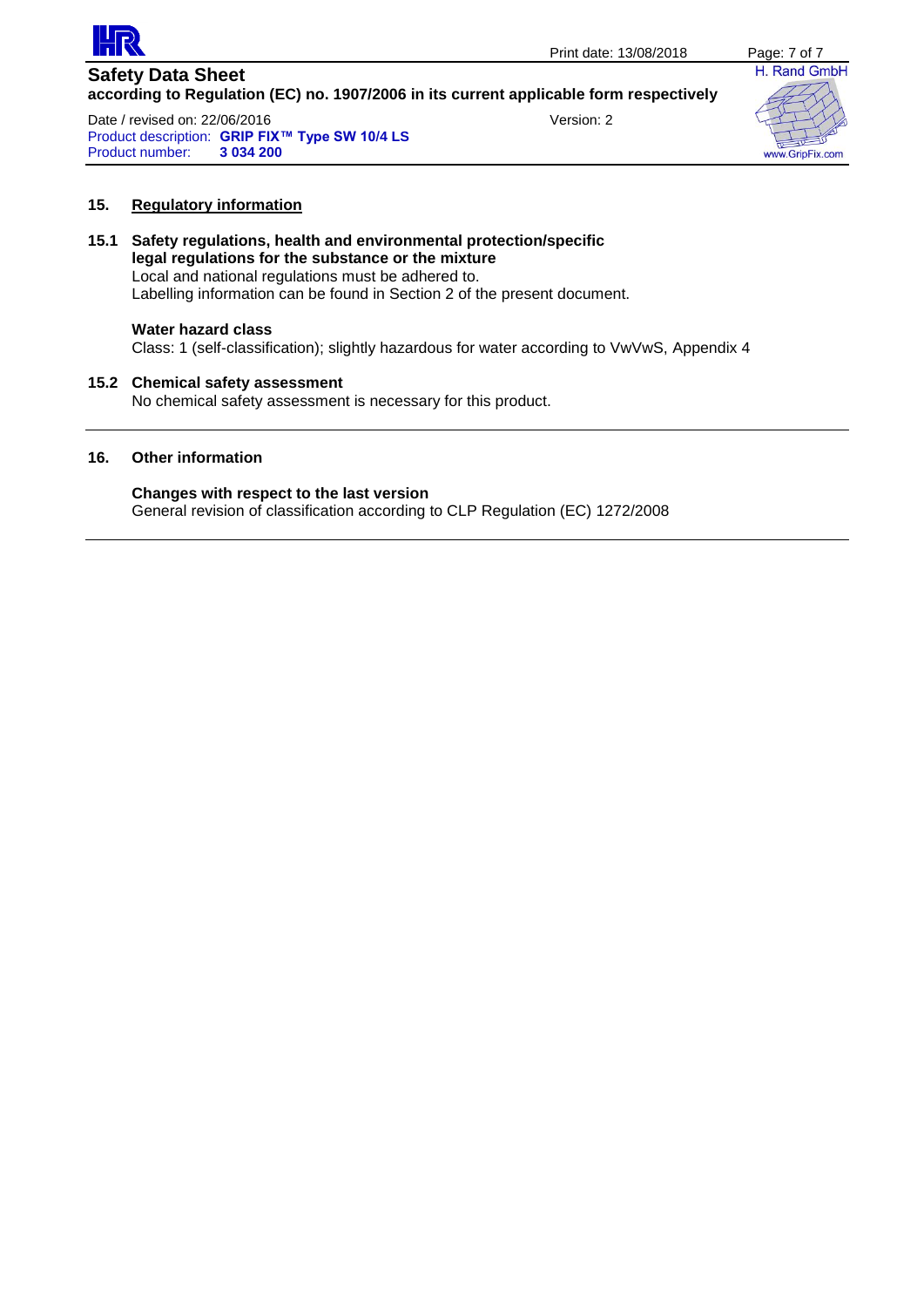## 15. Regulatory information

### 15.1 Safety regulations, health and environmental protection/specific legal regulations for the substance or the mixture

Local and national regulations must be adhered to.
Labelling information can be found in Section 2 of the present document.

**Water hazard class**
Class: 1 (self-classification); slightly hazardous for water according to VwVwS, Appendix 4

### 15.2 Chemical safety assessment

No chemical safety assessment is necessary for this product.

## 16. Other information

**Changes with respect to the last version**
General revision of classification according to CLP Regulation (EC) 1272/2008